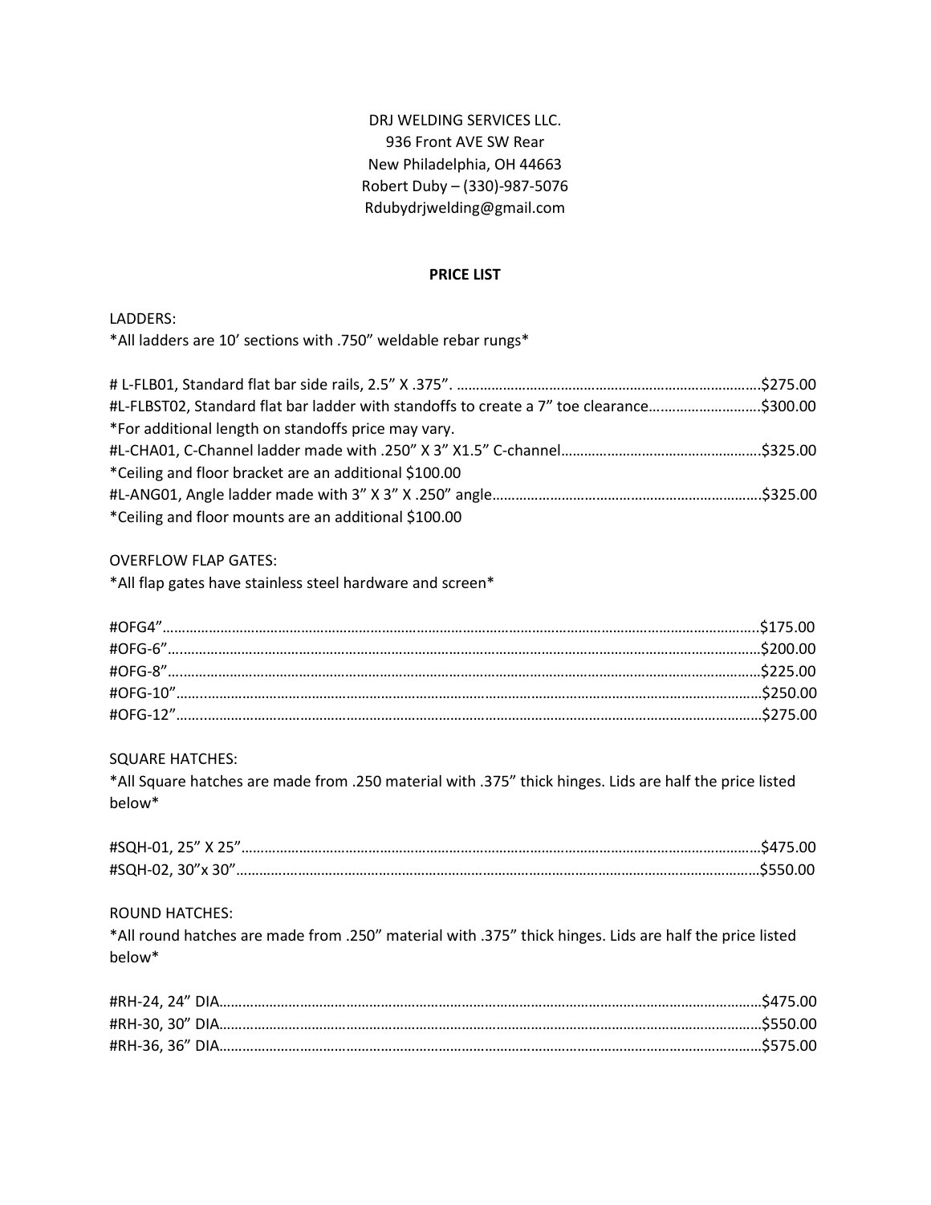DRJ WELDING SERVICES LLC.
936 Front AVE SW Rear
New Philadelphia, OH 44663
Robert Duby – (330)-987-5076
Rdubydrjwelding@gmail.com

**PRICE LIST**

LADDERS:
*All ladders are 10' sections with .750" weldable rebar rungs*

# L-FLB01, Standard flat bar side rails, 2.5" X .375". ……………………………………………………………………$275.00
#L-FLBST02, Standard flat bar ladder with standoffs to create a 7" toe clearance……………………….$300.00
*For additional length on standoffs price may vary.
#L-CHA01, C-Channel ladder made with .250" X 3" X1.5" C-channel……………………………………………$325.00
*Ceiling and floor bracket are an additional $100.00
#L-ANG01, Angle ladder made with 3" X 3" X .250" angle……………………………………………………………$325.00
*Ceiling and floor mounts are an additional $100.00

OVERFLOW FLAP GATES:
*All flap gates have stainless steel hardware and screen*

#OFG4"……………………………………………………………………………………………………………………………$175.00
#OFG-6"…………………………………………………………………………………………………………………………$200.00
#OFG-8"…………………………………………………………………………………………………………………………$225.00
#OFG-10"………………………………………………………………………………………………………………………$250.00
#OFG-12"………………………………………………………………………………………………………………………$275.00

SQUARE HATCHES:
*All Square hatches are made from .250 material with .375" thick hinges. Lids are half the price listed below*

#SQH-01, 25" X 25"……………………………………………………………………………………………………………$475.00
#SQH-02, 30"x 30"……………………………………………………………………………………………………………$550.00

ROUND HATCHES:
*All round hatches are made from .250" material with .375" thick hinges. Lids are half the price listed below*

#RH-24, 24" DIA…………………………………………………………………………………………………………………$475.00
#RH-30, 30" DIA…………………………………………………………………………………………………………………$550.00
#RH-36, 36" DIA…………………………………………………………………………………………………………………$575.00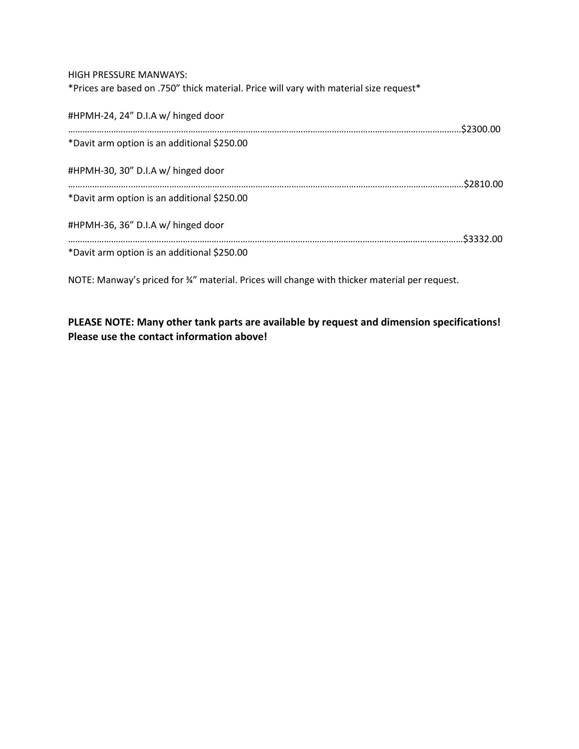HIGH PRESSURE MANWAYS:

*Prices are based on .750" thick material. Price will vary with material size request*

#HPMH-24, 24" D.I.A w/ hinged door

……………………………………………………………………………………………………………………………………$2300.00

*Davit arm option is an additional $250.00

#HPMH-30, 30" D.I.A w/ hinged door

……………………………………………………………………………………………………………………………………$2810.00

*Davit arm option is an additional $250.00

#HPMH-36, 36" D.I.A w/ hinged door

……………………………………………………………………………………………………………………………………$3332.00

*Davit arm option is an additional $250.00

NOTE: Manway's priced for ¾" material. Prices will change with thicker material per request.

**PLEASE NOTE: Many other tank parts are available by request and dimension specifications! Please use the contact information above!**